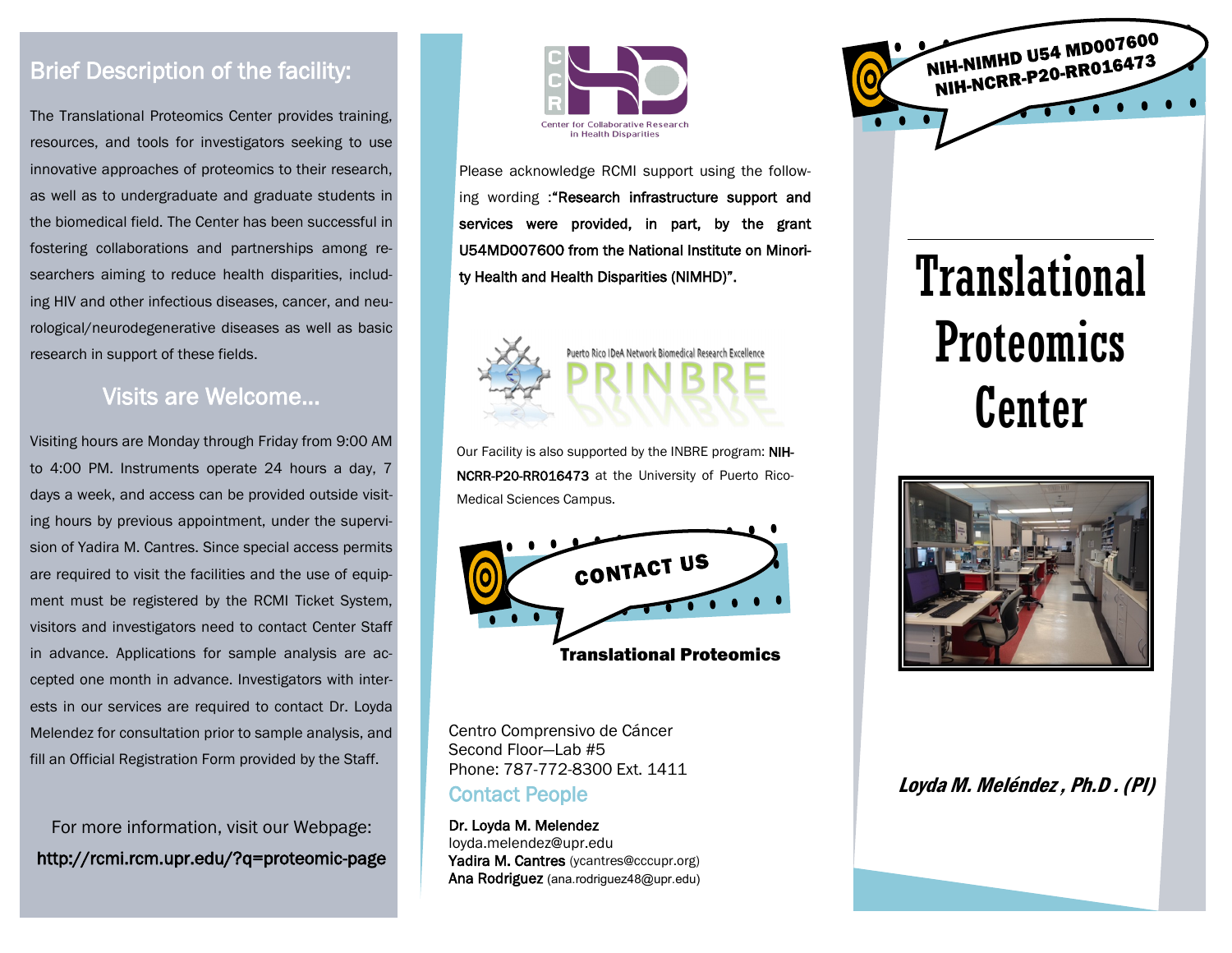## Brief Description of the facility:

The Translational Proteomics Center provides training, resources, and tools for investigators seeking to use innovative approaches of proteomics to their research, as well as to undergraduate and graduate students in the biomedical field. The Center has been successful in fostering collaborations and partnerships among researchers aiming to reduce health disparities, including HIV and other infectious diseases, cancer, and neurological/neurodegenerative diseases as well as basic research in support of these fields.

## Visits are Welcome...

Visiting hours are Monday through Friday from 9:00 AM to 4:00 PM. Instruments operate 24 hours a day, 7 days a week, and access can be provided outside visiting hours by previous appointment, under the supervision of Yadira M. Cantres. Since special access permits are required to visit the facilities and the use of equipment must be registered by the RCMI Ticket System, visitors and investigators need to contact Center Staff in advance. Applications for sample analysis are accepted one month in advance. Investigators with interests in our services are required to contact Dr. Loyda Melendez for consultation prior to sample analysis, and fill an Official Registration Form provided by the Staff.

For more information, visit our Webpage:
**http://rcmi.rcm.upr.edu/?q=proteomic-page**

CCR HD
Center for Collaborative Research in Health Disparities

Please acknowledge RCMI support using the following wording :**"Research infrastructure support and services were provided, in part, by the grant U54MD007600 from the National Institute on Minority Health and Health Disparities (NIMHD)".**

Puerto Rico IDeA Network Biomedical Research Excellence
PRINBRE

Our Facility is also supported by the INBRE program: **NIH-NCRR-P20-RR016473** at the University of Puerto Rico-Medical Sciences Campus.

**CONTACT US**

**Translational Proteomics**

Centro Comprensivo de Cáncer
Second Floor—Lab #5
Phone: 787-772-8300 Ext. 1411

### Contact People

**Dr. Loyda M. Melendez**
loyda.melendez@upr.edu
**Yadira M. Cantres** (ycantres@cccupr.org)
**Ana Rodriguez** (ana.rodriguez48@upr.edu)

**NIH-NIMHD U54 MD007600**
**NIH-NCRR-P20-RR016473**

# Translational Proteomics Center

***Loyda M. Meléndez , Ph.D . (PI)***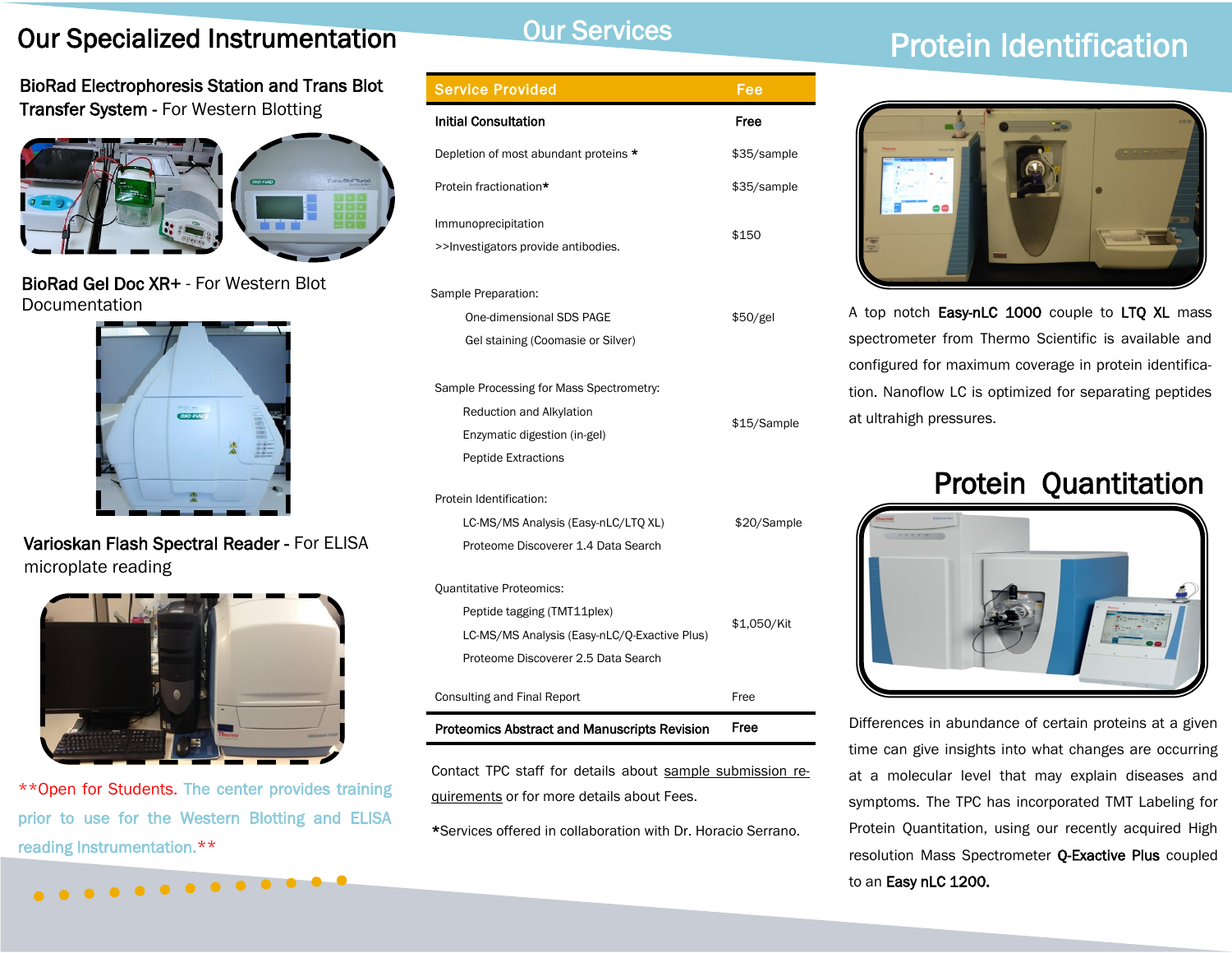# Our Specialized Instrumentation

**BioRad Electrophoresis Station and Trans Blot Transfer System** - For Western Blotting

**BioRad Gel Doc XR+** - For Western Blot Documentation

**Varioskan Flash Spectral Reader** - For ELISA microplate reading

**Open for Students. The center provides training prior to use for the Western Blotting and ELISA reading Instrumentation.**

# Our Services

| Service Provided | Fee |
|---|---|
| **Initial Consultation** | **Free** |
| Depletion of most abundant proteins * | $35/sample |
| Protein fractionation* | $35/sample |
| Immunoprecipitation<br>>>Investigators provide antibodies. | $150 |
| Sample Preparation:<br>One-dimensional SDS PAGE<br>Gel staining (Coomasie or Silver) | $50/gel |
| Sample Processing for Mass Spectrometry:<br>Reduction and Alkylation<br>Enzymatic digestion (in-gel)<br>Peptide Extractions | $15/Sample |
| Protein Identification:<br>LC-MS/MS Analysis (Easy-nLC/LTQ XL)<br>Proteome Discoverer 1.4 Data Search | $20/Sample |
| Quantitative Proteomics:<br>Peptide tagging (TMT11plex)<br>LC-MS/MS Analysis (Easy-nLC/Q-Exactive Plus)<br>Proteome Discoverer 2.5 Data Search | $1,050/Kit |
| Consulting and Final Report | Free |
| **Proteomics Abstract and Manuscripts Revision** | **Free** |

Contact TPC staff for details about sample submission requirements or for more details about Fees.

*Services offered in collaboration with Dr. Horacio Serrano.

# Protein Identification

A top notch **Easy-nLC 1000** couple to **LTQ XL** mass spectrometer from Thermo Scientific is available and configured for maximum coverage in protein identification. Nanoflow LC is optimized for separating peptides at ultrahigh pressures.

# Protein Quantitation

Differences in abundance of certain proteins at a given time can give insights into what changes are occurring at a molecular level that may explain diseases and symptoms. The TPC has incorporated TMT Labeling for Protein Quantitation, using our recently acquired High resolution Mass Spectrometer **Q-Exactive Plus** coupled to an **Easy nLC 1200.**